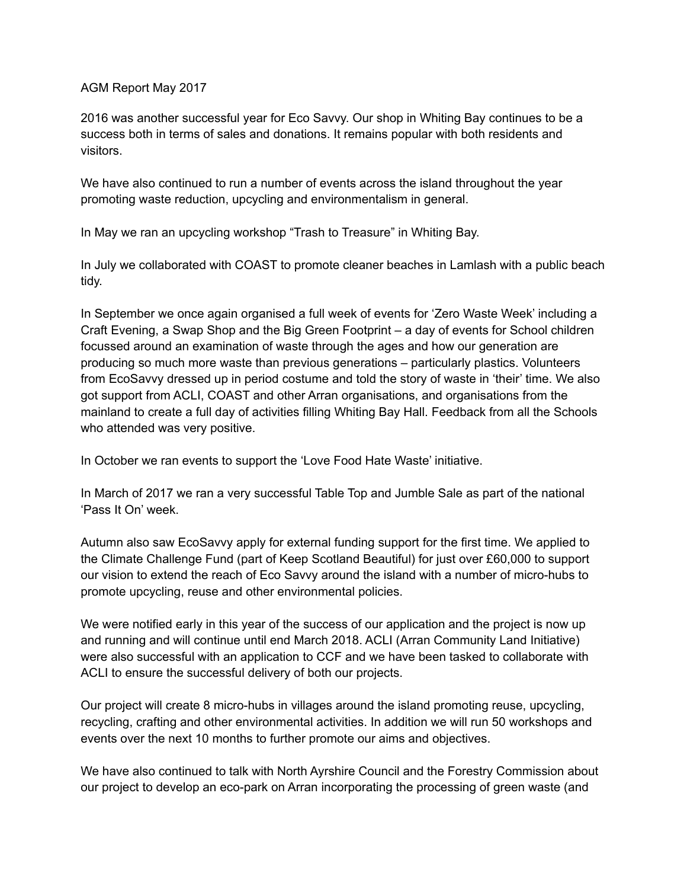AGM Report May 2017

2016 was another successful year for Eco Savvy. Our shop in Whiting Bay continues to be a success both in terms of sales and donations. It remains popular with both residents and visitors.

We have also continued to run a number of events across the island throughout the year promoting waste reduction, upcycling and environmentalism in general.

In May we ran an upcycling workshop “Trash to Treasure” in Whiting Bay.

In July we collaborated with COAST to promote cleaner beaches in Lamlash with a public beach tidy.

In September we once again organised a full week of events for ‘Zero Waste Week’ including a Craft Evening, a Swap Shop and the Big Green Footprint – a day of events for School children focussed around an examination of waste through the ages and how our generation are producing so much more waste than previous generations – particularly plastics. Volunteers from EcoSavvy dressed up in period costume and told the story of waste in ‘their’ time. We also got support from ACLI, COAST and other Arran organisations, and organisations from the mainland to create a full day of activities filling Whiting Bay Hall. Feedback from all the Schools who attended was very positive.

In October we ran events to support the ‘Love Food Hate Waste’ initiative.

In March of 2017 we ran a very successful Table Top and Jumble Sale as part of the national ‘Pass It On’ week.

Autumn also saw EcoSavvy apply for external funding support for the first time. We applied to the Climate Challenge Fund (part of Keep Scotland Beautiful) for just over £60,000 to support our vision to extend the reach of Eco Savvy around the island with a number of micro-hubs to promote upcycling, reuse and other environmental policies.

We were notified early in this year of the success of our application and the project is now up and running and will continue until end March 2018. ACLI (Arran Community Land Initiative) were also successful with an application to CCF and we have been tasked to collaborate with ACLI to ensure the successful delivery of both our projects.

Our project will create 8 micro-hubs in villages around the island promoting reuse, upcycling, recycling, crafting and other environmental activities. In addition we will run 50 workshops and events over the next 10 months to further promote our aims and objectives.

We have also continued to talk with North Ayrshire Council and the Forestry Commission about our project to develop an eco-park on Arran incorporating the processing of green waste (and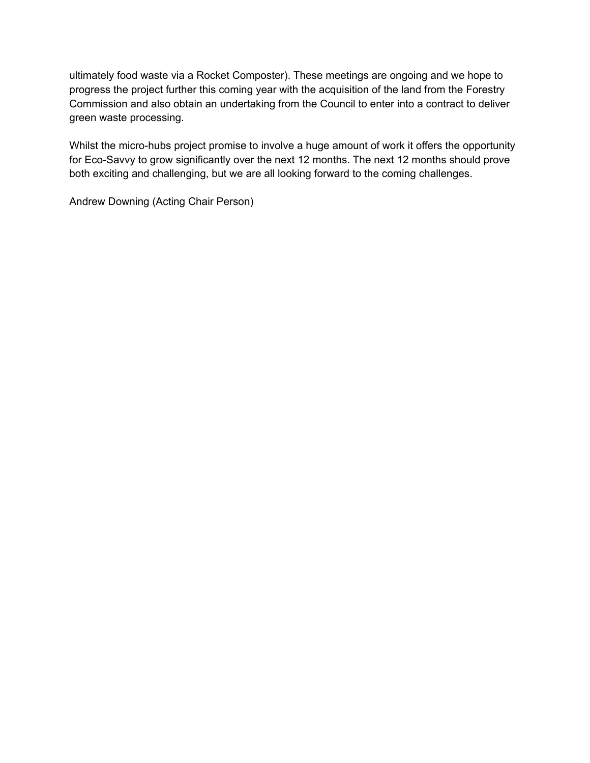ultimately food waste via a Rocket Composter). These meetings are ongoing and we hope to progress the project further this coming year with the acquisition of the land from the Forestry Commission and also obtain an undertaking from the Council to enter into a contract to deliver green waste processing.

Whilst the micro-hubs project promise to involve a huge amount of work it offers the opportunity for Eco-Savvy to grow significantly over the next 12 months. The next 12 months should prove both exciting and challenging, but we are all looking forward to the coming challenges.

Andrew Downing (Acting Chair Person)